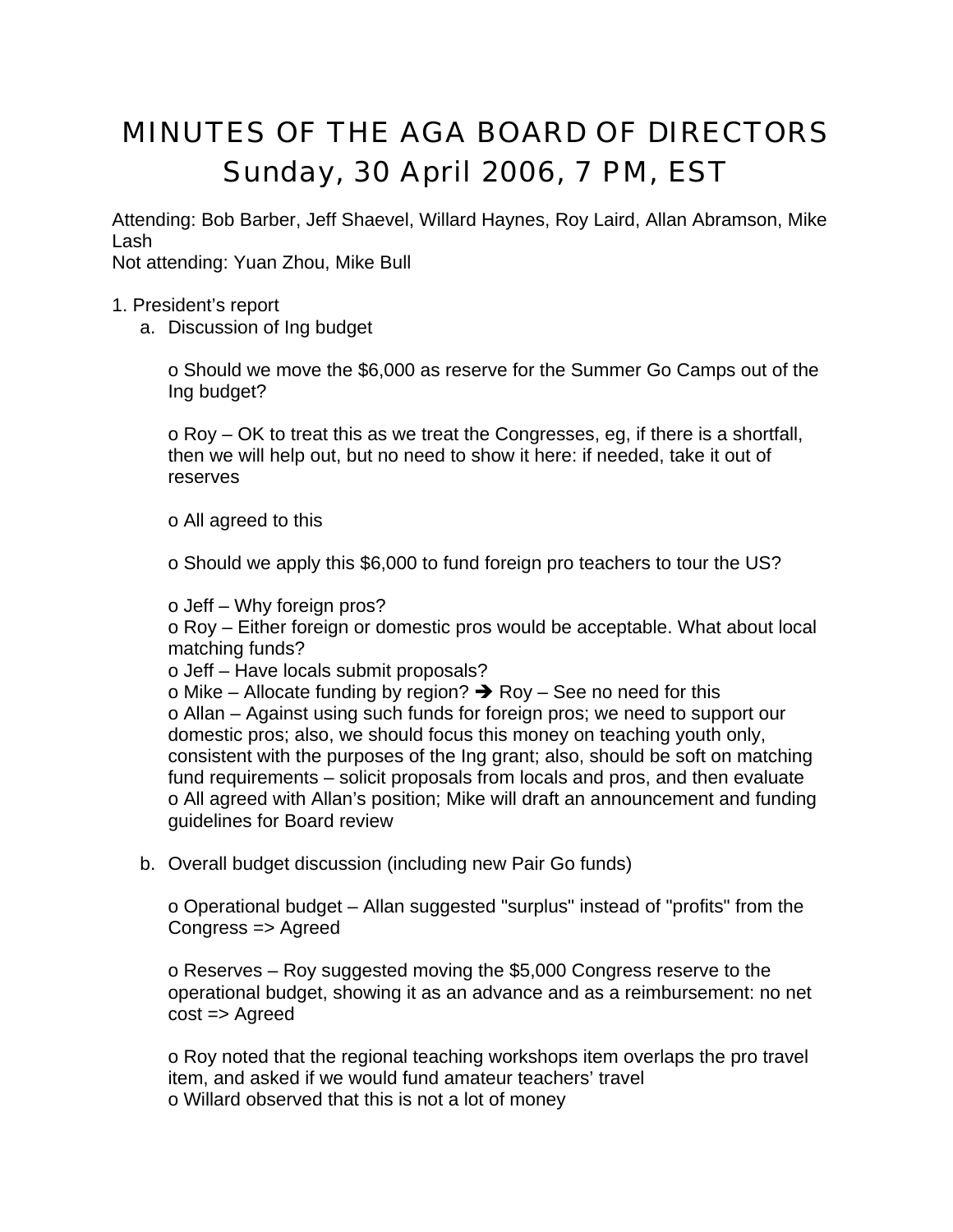# MINUTES OF THE AGA BOARD OF DIRECTORS
# Sunday, 30 April 2006, 7 PM, EST

Attending: Bob Barber, Jeff Shaevel, Willard Haynes, Roy Laird, Allan Abramson, Mike Lash
Not attending: Yuan Zhou, Mike Bull

1. President's report
   a. Discussion of Ing budget

      o Should we move the $6,000 as reserve for the Summer Go Camps out of the Ing budget?

      o Roy – OK to treat this as we treat the Congresses, eg, if there is a shortfall, then we will help out, but no need to show it here: if needed, take it out of reserves

      o All agreed to this

      o Should we apply this $6,000 to fund foreign pro teachers to tour the US?

      o Jeff – Why foreign pros?
      o Roy – Either foreign or domestic pros would be acceptable. What about local matching funds?
      o Jeff – Have locals submit proposals?
      o Mike – Allocate funding by region? ➔ Roy – See no need for this
      o Allan – Against using such funds for foreign pros; we need to support our domestic pros; also, we should focus this money on teaching youth only, consistent with the purposes of the Ing grant; also, should be soft on matching fund requirements – solicit proposals from locals and pros, and then evaluate
      o All agreed with Allan's position; Mike will draft an announcement and funding guidelines for Board review

   b. Overall budget discussion (including new Pair Go funds)

      o Operational budget – Allan suggested "surplus" instead of "profits" from the Congress => Agreed

      o Reserves – Roy suggested moving the $5,000 Congress reserve to the operational budget, showing it as an advance and as a reimbursement: no net cost => Agreed

      o Roy noted that the regional teaching workshops item overlaps the pro travel item, and asked if we would fund amateur teachers' travel
      o Willard observed that this is not a lot of money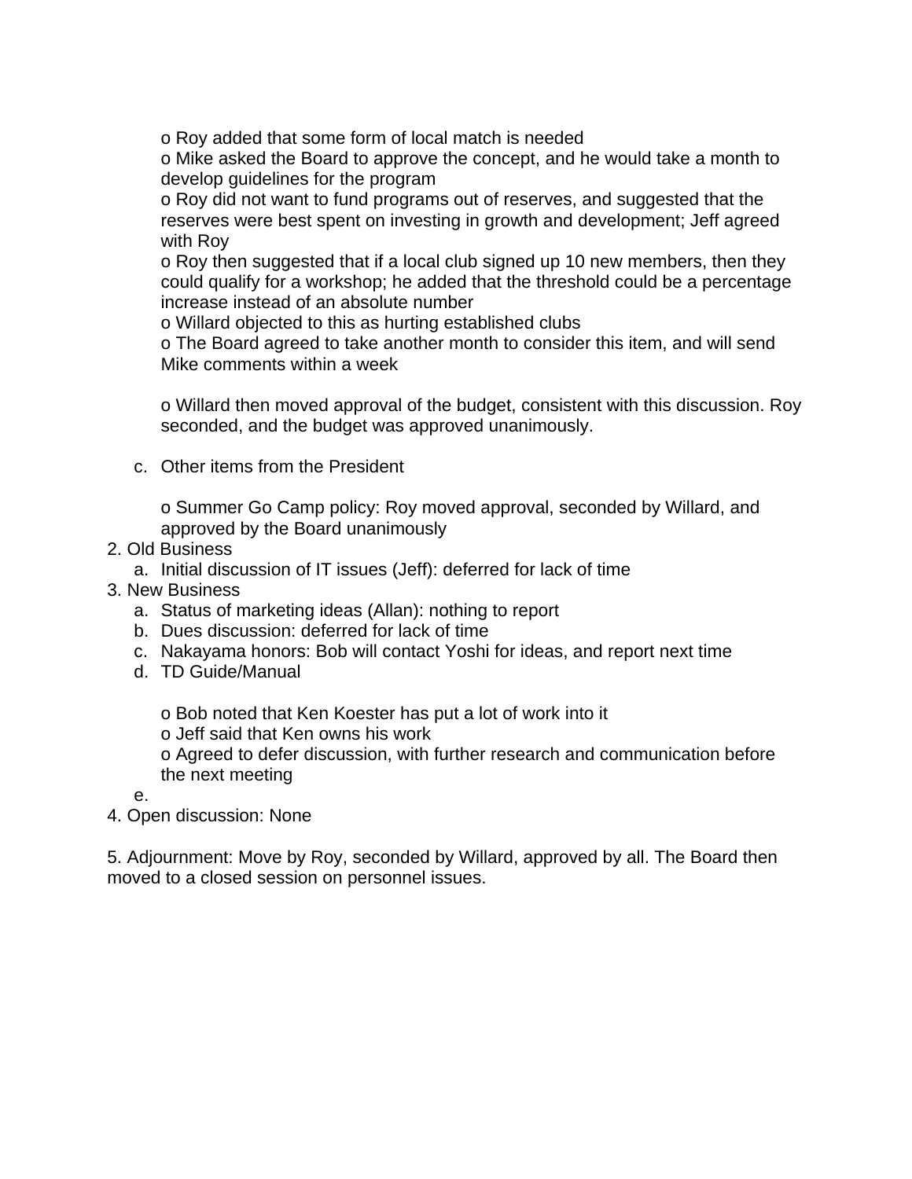o Roy added that some form of local match is needed
o Mike asked the Board to approve the concept, and he would take a month to develop guidelines for the program
o Roy did not want to fund programs out of reserves, and suggested that the reserves were best spent on investing in growth and development; Jeff agreed with Roy
o Roy then suggested that if a local club signed up 10 new members, then they could qualify for a workshop; he added that the threshold could be a percentage increase instead of an absolute number
o Willard objected to this as hurting established clubs
o The Board agreed to take another month to consider this item, and will send Mike comments within a week

o Willard then moved approval of the budget, consistent with this discussion. Roy seconded, and the budget was approved unanimously.

c. Other items from the President

o Summer Go Camp policy: Roy moved approval, seconded by Willard, and approved by the Board unanimously

2. Old Business
   a. Initial discussion of IT issues (Jeff): deferred for lack of time
3. New Business
   a. Status of marketing ideas (Allan): nothing to report
   b. Dues discussion: deferred for lack of time
   c. Nakayama honors: Bob will contact Yoshi for ideas, and report next time
   d. TD Guide/Manual

      o Bob noted that Ken Koester has put a lot of work into it
      o Jeff said that Ken owns his work
      o Agreed to defer discussion, with further research and communication before the next meeting
   e.
4. Open discussion: None

5. Adjournment: Move by Roy, seconded by Willard, approved by all. The Board then moved to a closed session on personnel issues.